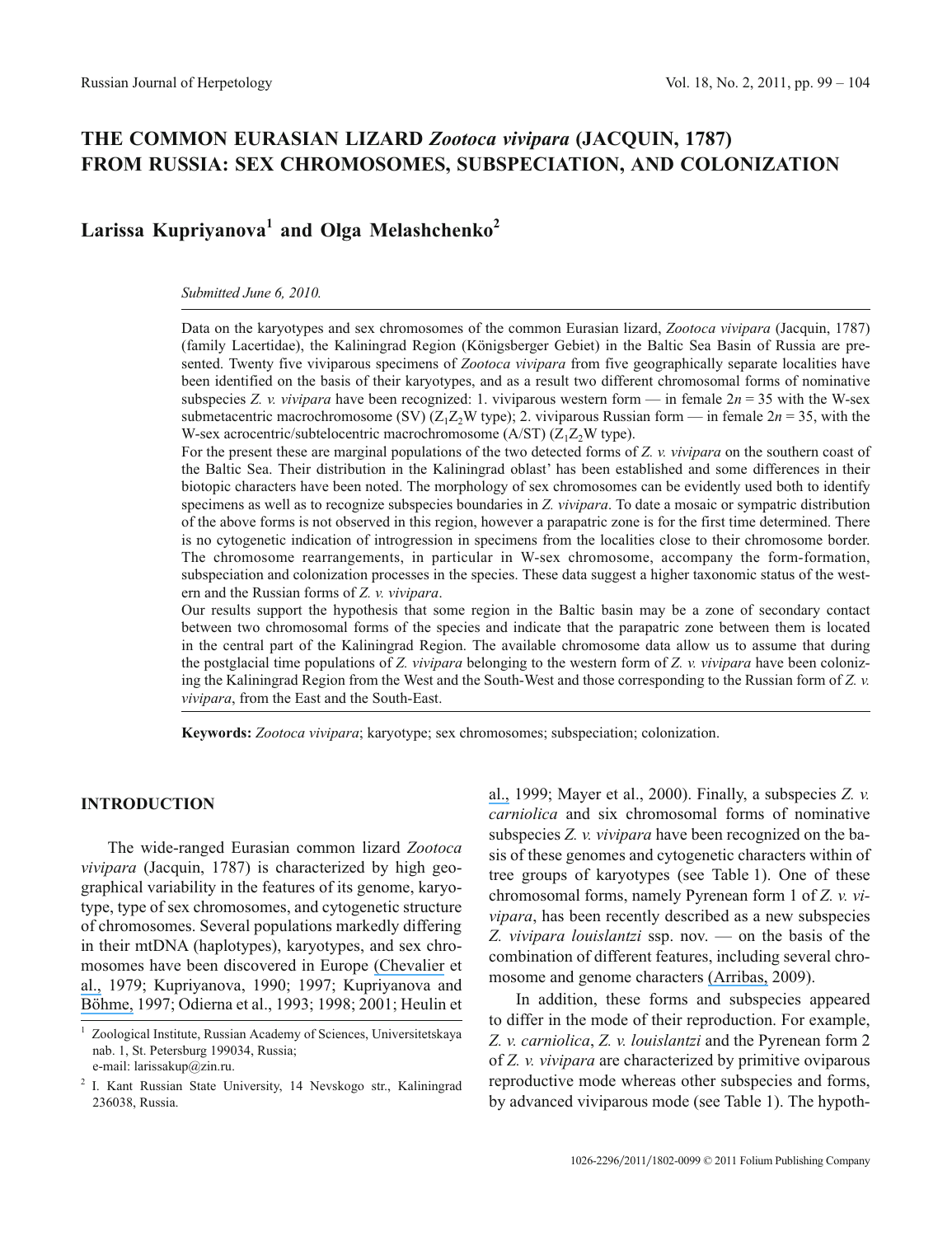# THE COMMON EURASIAN LIZARD *Zootoca vivipara* (JACQUIN, 1787) FROM RUSSIA: SEX CHROMOSOMES, SUBSPECIATION, AND COLONIZATION

**Larissa Kupriyanova[1] and Olga Melashchenko[2]**

*Submitted June 6, 2010.*

Data on the karyotypes and sex chromosomes of the common Eurasian lizard, *Zootoca vivipara* (Jacquin, 1787) (family Lacertidae), the Kaliningrad Region (Königsberger Gebiet) in the Baltic Sea Basin of Russia are presented. Twenty five viviparous specimens of *Zootoca vivipara* from five geographically separate localities have been identified on the basis of their karyotypes, and as a result two different chromosomal forms of nominative subspecies *Z. v. vivipara* have been recognized: 1. viviparous western form — in female $2n = 35$ with the W-sex submetacentric macrochromosome (SV) ($Z_1Z_2W$ type); 2. viviparous Russian form — in female $2n = 35$, with the W-sex acrocentric/subtelocentric macrochromosome (A/ST) ($Z_1Z_2W$ type).

For the present these are marginal populations of the two detected forms of *Z. v. vivipara* on the southern coast of the Baltic Sea. Their distribution in the Kaliningrad oblast' has been established and some differences in their biotopic characters have been noted. The morphology of sex chromosomes can be evidently used both to identify specimens as well as to recognize subspecies boundaries in *Z. vivipara*. To date a mosaic or sympatric distribution of the above forms is not observed in this region, however a parapatric zone is for the first time determined. There is no cytogenetic indication of introgression in specimens from the localities close to their chromosome border. The chromosome rearrangements, in particular in W-sex chromosome, accompany the form-formation, subspeciation and colonization processes in the species. These data suggest a higher taxonomic status of the western and the Russian forms of *Z. v. vivipara*.

Our results support the hypothesis that some region in the Baltic basin may be a zone of secondary contact between two chromosomal forms of the species and indicate that the parapatric zone between them is located in the central part of the Kaliningrad Region. The available chromosome data allow us to assume that during the postglacial time populations of *Z. vivipara* belonging to the western form of *Z. v. vivipara* have been colonizing the Kaliningrad Region from the West and the South-West and those corresponding to the Russian form of *Z. v. vivipara*, from the East and the South-East.

**Keywords:** *Zootoca vivipara*; karyotype; sex chromosomes; subspeciation; colonization.

## INTRODUCTION

The wide-ranged Eurasian common lizard *Zootoca vivipara* (Jacquin, 1787) is characterized by high geographical variability in the features of its genome, karyotype, type of sex chromosomes, and cytogenetic structure of chromosomes. Several populations markedly differing in their mtDNA (haplotypes), karyotypes, and sex chromosomes have been discovered in Europe (Chevalier et al., 1979; Kupriyanova, 1990; 1997; Kupriyanova and Böhme, 1997; Odierna et al., 1993; 1998; 2001; Heulin et al., 1999; Mayer et al., 2000). Finally, a subspecies *Z. v. carniolica* and six chromosomal forms of nominative subspecies *Z. v. vivipara* have been recognized on the basis of these genomes and cytogenetic characters within of tree groups of karyotypes (see Table 1). One of these chromosomal forms, namely Pyrenean form 1 of *Z. v. vivipara*, has been recently described as a new subspecies *Z. vivipara louislantzi* ssp. nov. — on the basis of the combination of different features, including several chromosome and genome characters (Arribas, 2009).

In addition, these forms and subspecies appeared to differ in the mode of their reproduction. For example, *Z. v. carniolica*, *Z. v. louislantzi* and the Pyrenean form 2 of *Z. v. vivipara* are characterized by primitive oviparous reproductive mode whereas other subspecies and forms, by advanced viviparous mode (see Table 1). The hypoth-

[1] Zoological Institute, Russian Academy of Sciences, Universitetskaya nab. 1, St. Petersburg 199034, Russia; e-mail: larissakup@zin.ru.

[2] I. Kant Russian State University, 14 Nevskogo str., Kaliningrad 236038, Russia.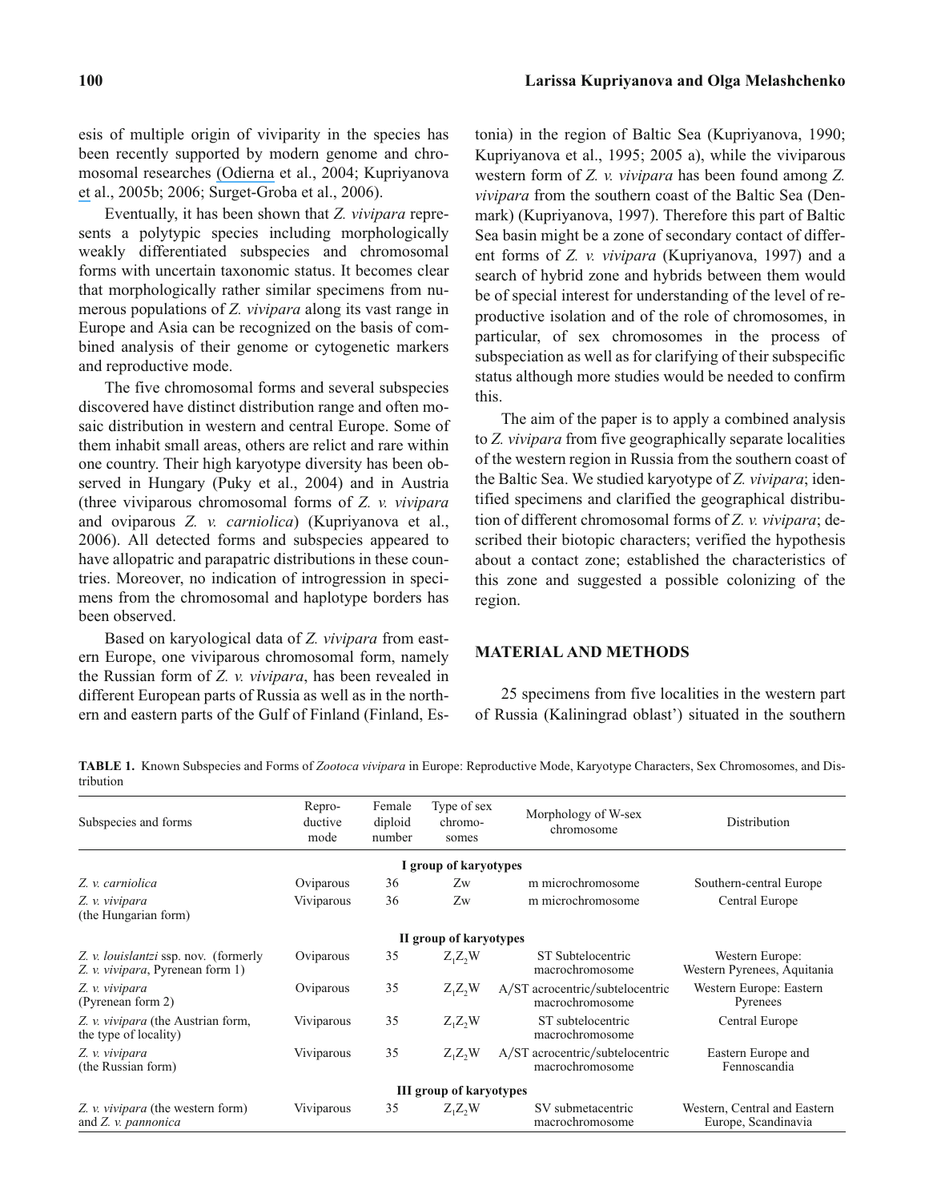esis of multiple origin of viviparity in the species has been recently supported by modern genome and chromosomal researches (Odierna et al., 2004; Kupriyanova et al., 2005b; 2006; Surget-Groba et al., 2006).

Eventually, it has been shown that *Z. vivipara* represents a polytypic species including morphologically weakly differentiated subspecies and chromosomal forms with uncertain taxonomic status. It becomes clear that morphologically rather similar specimens from numerous populations of *Z. vivipara* along its vast range in Europe and Asia can be recognized on the basis of combined analysis of their genome or cytogenetic markers and reproductive mode.

The five chromosomal forms and several subspecies discovered have distinct distribution range and often mosaic distribution in western and central Europe. Some of them inhabit small areas, others are relict and rare within one country. Their high karyotype diversity has been observed in Hungary (Puky et al., 2004) and in Austria (three viviparous chromosomal forms of *Z. v. vivipara* and oviparous *Z. v. carniolica*) (Kupriyanova et al., 2006). All detected forms and subspecies appeared to have allopatric and parapatric distributions in these countries. Moreover, no indication of introgression in specimens from the chromosomal and haplotype borders has been observed.

Based on karyological data of *Z. vivipara* from eastern Europe, one viviparous chromosomal form, namely the Russian form of *Z. v. vivipara*, has been revealed in different European parts of Russia as well as in the northern and eastern parts of the Gulf of Finland (Finland, Estonia) in the region of Baltic Sea (Kupriyanova, 1990; Kupriyanova et al., 1995; 2005 a), while the viviparous western form of *Z. v. vivipara* has been found among *Z. vivipara* from the southern coast of the Baltic Sea (Denmark) (Kupriyanova, 1997). Therefore this part of Baltic Sea basin might be a zone of secondary contact of different forms of *Z. v. vivipara* (Kupriyanova, 1997) and a search of hybrid zone and hybrids between them would be of special interest for understanding of the level of reproductive isolation and of the role of chromosomes, in particular, of sex chromosomes in the process of subspeciation as well as for clarifying of their subspecific status although more studies would be needed to confirm this.

The aim of the paper is to apply a combined analysis to *Z. vivipara* from five geographically separate localities of the western region in Russia from the southern coast of the Baltic Sea. We studied karyotype of *Z. vivipara*; identified specimens and clarified the geographical distribution of different chromosomal forms of *Z. v. vivipara*; described their biotopic characters; verified the hypothesis about a contact zone; established the characteristics of this zone and suggested a possible colonizing of the region.

## MATERIAL AND METHODS

25 specimens from five localities in the western part of Russia (Kaliningrad oblast') situated in the southern

**TABLE 1.** Known Subspecies and Forms of *Zootoca vivipara* in Europe: Reproductive Mode, Karyotype Characters, Sex Chromosomes, and Distribution

| Subspecies and forms | Reproductive mode | Female diploid number | Type of sex chromosomes | Morphology of W-sex chromosome | Distribution |
|---|---|---|---|---|---|
| **I group of karyotypes** | | | | | |
| *Z. v. carniolica* | Oviparous | 36 | Zw | m microchromosome | Southern-central Europe |
| *Z. v. vivipara* (the Hungarian form) | Viviparous | 36 | Zw | m microchromosome | Central Europe |
| **II group of karyotypes** | | | | | |
| *Z. v. louislantzi* ssp. nov. (formerly *Z. v. vivipara*, Pyrenean form 1) | Oviparous | 35 | $Z_1Z_2W$ | ST Subtelocentric macrochromosome | Western Europe: Western Pyrenees, Aquitania |
| *Z. v. vivipara* (Pyrenean form 2) | Oviparous | 35 | $Z_1Z_2W$ | A/ST acrocentric/subtelocentric macrochromosome | Western Europe: Eastern Pyrenees |
| *Z. v. vivipara* (the Austrian form, the type of locality) | Viviparous | 35 | $Z_1Z_2W$ | ST subtelocentric macrochromosome | Central Europe |
| *Z. v. vivipara* (the Russian form) | Viviparous | 35 | $Z_1Z_2W$ | A/ST acrocentric/subtelocentric macrochromosome | Eastern Europe and Fennoscandia |
| **III group of karyotypes** | | | | | |
| *Z. v. vivipara* (the western form) and *Z. v. pannonica* | Viviparous | 35 | $Z_1Z_2W$ | SV submetacentric macrochromosome | Western, Central and Eastern Europe, Scandinavia |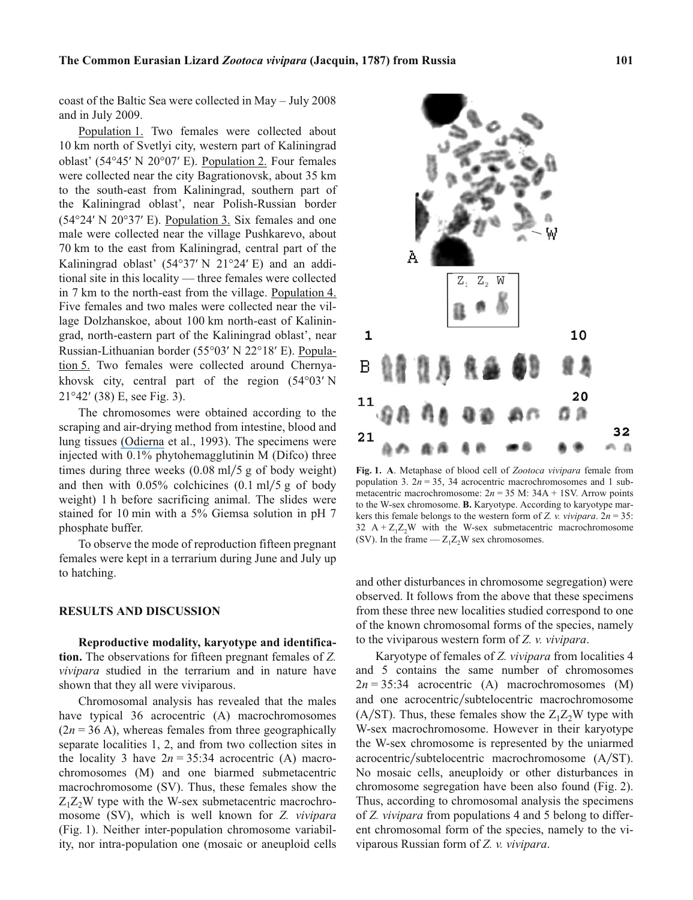coast of the Baltic Sea were collected in May – July 2008 and in July 2009.

Population 1. Two females were collected about 10 km north of Svetlyi city, western part of Kaliningrad oblast' (54°45′ N 20°07′ E). Population 2. Four females were collected near the city Bagrationovsk, about 35 km to the south-east from Kaliningrad, southern part of the Kaliningrad oblast', near Polish-Russian border (54°24′ N 20°37′ E). Population 3. Six females and one male were collected near the village Pushkarevo, about 70 km to the east from Kaliningrad, central part of the Kaliningrad oblast' (54°37′ N 21°24′ E) and an additional site in this locality — three females were collected in 7 km to the north-east from the village. Population 4. Five females and two males were collected near the village Dolzhanskoe, about 100 km north-east of Kaliningrad, north-eastern part of the Kaliningrad oblast', near Russian-Lithuanian border (55°03′ N 22°18′ E). Population 5. Two females were collected around Chernyakhovsk city, central part of the region (54°03′ N 21°42′ (38) E, see Fig. 3).

The chromosomes were obtained according to the scraping and air-drying method from intestine, blood and lung tissues (Odierna et al., 1993). The specimens were injected with 0.1% phytohemagglutinin M (Difco) three times during three weeks (0.08 ml/5 g of body weight) and then with 0.05% colchicines (0.1 ml/5 g of body weight) 1 h before sacrificing animal. The slides were stained for 10 min with a 5% Giemsa solution in pH 7 phosphate buffer.

To observe the mode of reproduction fifteen pregnant females were kept in a terrarium during June and July up to hatching.

## RESULTS AND DISCUSSION

**Reproductive modality, karyotype and identification.** The observations for fifteen pregnant females of *Z. vivipara* studied in the terrarium and in nature have shown that they all were viviparous.

Chromosomal analysis has revealed that the males have typical 36 acrocentric (A) macrochromosomes ($2n = 36$ A), whereas females from three geographically separate localities 1, 2, and from two collection sites in the locality 3 have $2n = 35$:34 acrocentric (A) macrochromosomes (M) and one biarmed submetacentric macrochromosome (SV). Thus, these females show the $Z_1Z_2W$ type with the W-sex submetacentric macrochromosome (SV), which is well known for *Z. vivipara* (Fig. 1). Neither inter-population chromosome variability, nor intra-population one (mosaic or aneuploid cells and other disturbances in chromosome segregation) were observed. It follows from the above that these specimens from these three new localities studied correspond to one of the known chromosomal forms of the species, namely to the viviparous western form of *Z. v. vivipara*.

**Fig. 1. A**. Metaphase of blood cell of *Zootoca vivipara* female from population 3. $2n = 35$, 34 acrocentric macrochromosomes and 1 submetacentric macrochromosome: $2n = 35$ M: 34A + 1SV. Arrow points to the W-sex chromosome. **B.** Karyotype. According to karyotype markers this female belongs to the western form of *Z. v. vivipara*. $2n = 35$: 32 A + $Z_1Z_2W$ with the W-sex submetacentric macrochromosome (SV). In the frame — $Z_1Z_2W$ sex chromosomes.

Karyotype of females of *Z. vivipara* from localities 4 and 5 contains the same number of chromosomes $2n = 35$:34 acrocentric (A) macrochromosomes (M) and one acrocentric/subtelocentric macrochromosome (A/ST). Thus, these females show the $Z_1Z_2W$ type with W-sex macrochromosome. However in their karyotype the W-sex chromosome is represented by the uniarmed acrocentric/subtelocentric macrochromosome (A/ST). No mosaic cells, aneuploidy or other disturbances in chromosome segregation have been also found (Fig. 2). Thus, according to chromosomal analysis the specimens of *Z. vivipara* from populations 4 and 5 belong to different chromosomal form of the species, namely to the viviparous Russian form of *Z. v. vivipara*.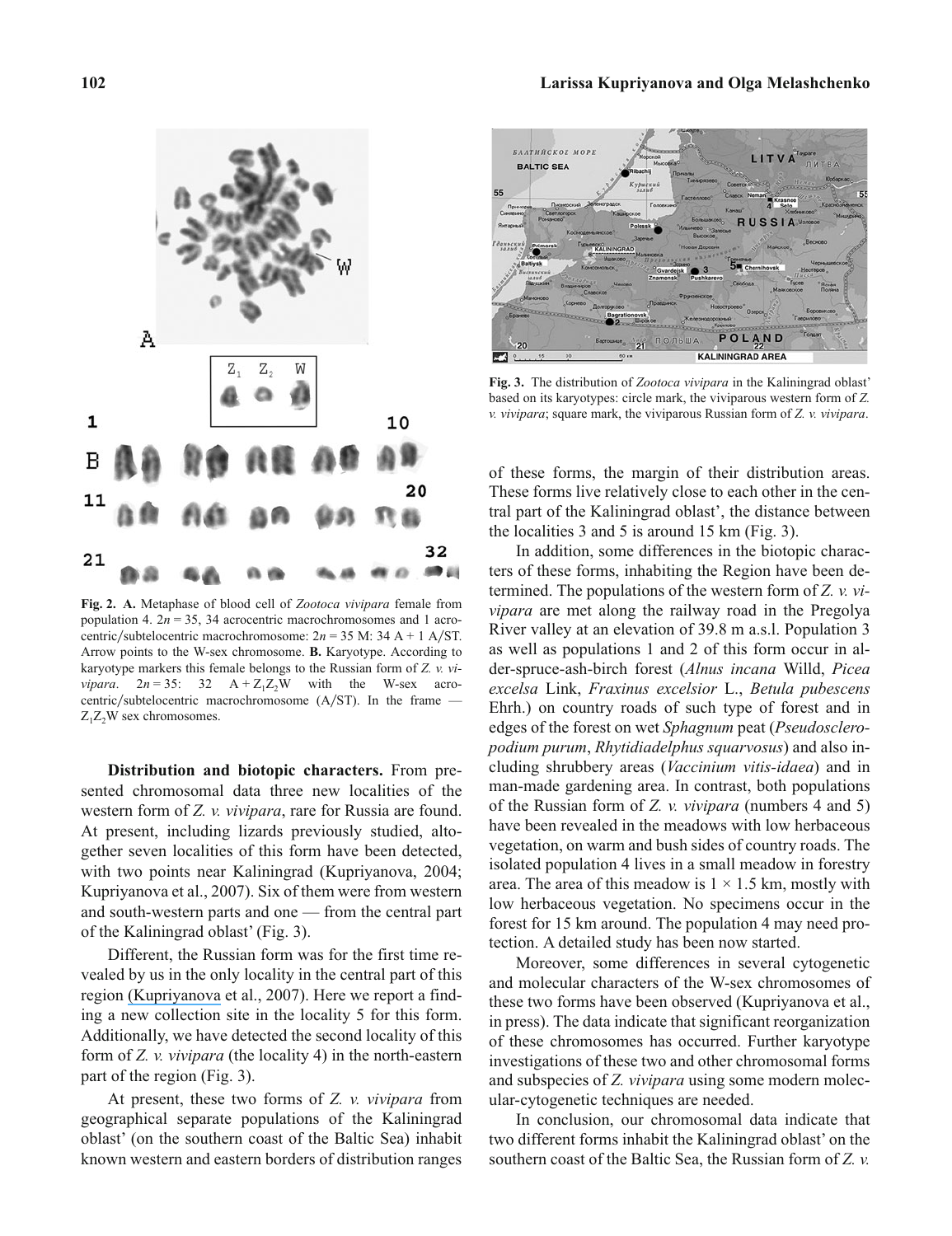Fig. 2. **A.** Metaphase of blood cell of *Zootoca vivipara* female from population 4. $2n = 35$, 34 acrocentric macrochromosomes and 1 acrocentric/subtelocentric macrochromosome: $2n = 35$ M: 34 A + 1 A/ST. Arrow points to the W-sex chromosome. **B.** Karyotype. According to karyotype markers this female belongs to the Russian form of *Z. v. vivipara*. $2n = 35$: 32 A + $Z_1Z_2W$ with the W-sex acrocentric/subtelocentric macrochromosome (A/ST). In the frame — $Z_1Z_2W$ sex chromosomes.

Fig. 3. The distribution of *Zootoca vivipara* in the Kaliningrad oblast' based on its karyotypes: circle mark, the viviparous western form of *Z. v. vivipara*; square mark, the viviparous Russian form of *Z. v. vivipara*.

**Distribution and biotopic characters.** From presented chromosomal data three new localities of the western form of *Z. v. vivipara*, rare for Russia are found. At present, including lizards previously studied, altogether seven localities of this form have been detected, with two points near Kaliningrad (Kupriyanova, 2004; Kupriyanova et al., 2007). Six of them were from western and south-western parts and one — from the central part of the Kaliningrad oblast' (Fig. 3).

Different, the Russian form was for the first time revealed by us in the only locality in the central part of this region (Kupriyanova et al., 2007). Here we report a finding a new collection site in the locality 5 for this form. Additionally, we have detected the second locality of this form of *Z. v. vivipara* (the locality 4) in the north-eastern part of the region (Fig. 3).

At present, these two forms of *Z. v. vivipara* from geographical separate populations of the Kaliningrad oblast' (on the southern coast of the Baltic Sea) inhabit known western and eastern borders of distribution ranges of these forms, the margin of their distribution areas. These forms live relatively close to each other in the central part of the Kaliningrad oblast', the distance between the localities 3 and 5 is around 15 km (Fig. 3).

In addition, some differences in the biotopic characters of these forms, inhabiting the Region have been determined. The populations of the western form of *Z. v. vivipara* are met along the railway road in the Pregolya River valley at an elevation of 39.8 m a.s.l. Population 3 as well as populations 1 and 2 of this form occur in alder-spruce-ash-birch forest (*Alnus incana* Willd, *Picea excelsa* Link, *Fraxinus excelsior* L., *Betula pubescens* Ehrh.) on country roads of such type of forest and in edges of the forest on wet *Sphagnum* peat (*Pseudoscleropodium purum*, *Rhytidiadelphus squarvosus*) and also including shrubbery areas (*Vaccinium vitis-idaea*) and in man-made gardening area. In contrast, both populations of the Russian form of *Z. v. vivipara* (numbers 4 and 5) have been revealed in the meadows with low herbaceous vegetation, on warm and bush sides of country roads. The isolated population 4 lives in a small meadow in forestry area. The area of this meadow is $1 \times 1.5$ km, mostly with low herbaceous vegetation. No specimens occur in the forest for 15 km around. The population 4 may need protection. A detailed study has been now started.

Moreover, some differences in several cytogenetic and molecular characters of the W-sex chromosomes of these two forms have been observed (Kupriyanova et al., in press). The data indicate that significant reorganization of these chromosomes has occurred. Further karyotype investigations of these two and other chromosomal forms and subspecies of *Z. vivipara* using some modern molecular-cytogenetic techniques are needed.

In conclusion, our chromosomal data indicate that two different forms inhabit the Kaliningrad oblast' on the southern coast of the Baltic Sea, the Russian form of *Z. v.*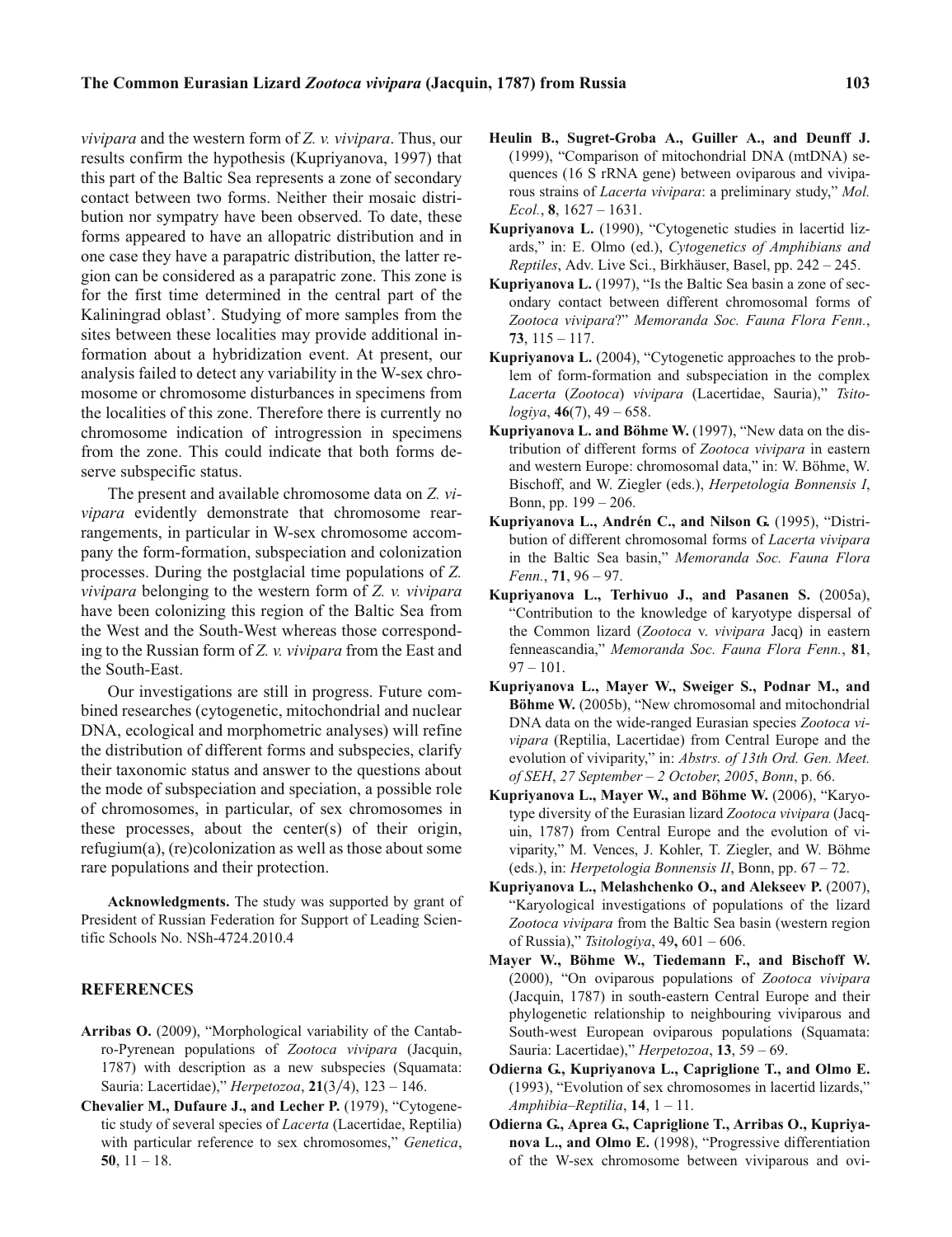*vivipara* and the western form of *Z. v. vivipara*. Thus, our results confirm the hypothesis (Kupriyanova, 1997) that this part of the Baltic Sea represents a zone of secondary contact between two forms. Neither their mosaic distribution nor sympatry have been observed. To date, these forms appeared to have an allopatric distribution and in one case they have a parapatric distribution, the latter region can be considered as a parapatric zone. This zone is for the first time determined in the central part of the Kaliningrad oblast'. Studying of more samples from the sites between these localities may provide additional information about a hybridization event. At present, our analysis failed to detect any variability in the W-sex chromosome or chromosome disturbances in specimens from the localities of this zone. Therefore there is currently no chromosome indication of introgression in specimens from the zone. This could indicate that both forms deserve subspecific status.

The present and available chromosome data on *Z. vivipara* evidently demonstrate that chromosome rearrangements, in particular in W-sex chromosome accompany the form-formation, subspeciation and colonization processes. During the postglacial time populations of *Z. vivipara* belonging to the western form of *Z. v. vivipara* have been colonizing this region of the Baltic Sea from the West and the South-West whereas those corresponding to the Russian form of *Z. v. vivipara* from the East and the South-East.

Our investigations are still in progress. Future combined researches (cytogenetic, mitochondrial and nuclear DNA, ecological and morphometric analyses) will refine the distribution of different forms and subspecies, clarify their taxonomic status and answer to the questions about the mode of subspeciation and speciation, a possible role of chromosomes, in particular, of sex chromosomes in these processes, about the center(s) of their origin, refugium(a), (re)colonization as well as those about some rare populations and their protection.

**Acknowledgments.** The study was supported by grant of President of Russian Federation for Support of Leading Scientific Schools No. NSh-4724.2010.4

## REFERENCES

**Arribas O.** (2009), "Morphological variability of the Cantabro-Pyrenean populations of *Zootoca vivipara* (Jacquin, 1787) with description as a new subspecies (Squamata: Sauria: Lacertidae)," *Herpetozoa*, **21**(3/4), 123 – 146.

**Chevalier M., Dufaure J., and Lecher P.** (1979), "Cytogenetic study of several species of *Lacerta* (Lacertidae, Reptilia) with particular reference to sex chromosomes," *Genetica*, **50**, 11 – 18.

**Heulin B., Sugret-Groba A., Guiller A., and Deunff J.** (1999), "Comparison of mitochondrial DNA (mtDNA) sequences (16 S rRNA gene) between oviparous and viviparous strains of *Lacerta vivipara*: a preliminary study," *Mol. Ecol.*, **8**, 1627 – 1631.

**Kupriyanova L.** (1990), "Cytogenetic studies in lacertid lizards," in: E. Olmo (ed.), *Cytogenetics of Amphibians and Reptiles*, Adv. Live Sci., Birkhäuser, Basel, pp. 242 – 245.

**Kupriyanova L.** (1997), "Is the Baltic Sea basin a zone of secondary contact between different chromosomal forms of *Zootoca vivipara*?" *Memoranda Soc. Fauna Flora Fenn.*, **73**, 115 – 117.

**Kupriyanova L.** (2004), "Cytogenetic approaches to the problem of form-formation and subspeciation in the complex *Lacerta* (*Zootoca*) *vivipara* (Lacertidae, Sauria)," *Tsitologiya*, **46**(7), 49 – 658.

**Kupriyanova L. and Böhme W.** (1997), "New data on the distribution of different forms of *Zootoca vivipara* in eastern and western Europe: chromosomal data," in: W. Böhme, W. Bischoff, and W. Ziegler (eds.), *Herpetologia Bonnensis I*, Bonn, pp. 199 – 206.

**Kupriyanova L., Andrén C., and Nilson G.** (1995), "Distribution of different chromosomal forms of *Lacerta vivipara* in the Baltic Sea basin," *Memoranda Soc. Fauna Flora Fenn.*, **71**, 96 – 97.

**Kupriyanova L., Terhivuo J., and Pasanen S.** (2005a), "Contribution to the knowledge of karyotype dispersal of the Common lizard (*Zootoca* v. *vivipara* Jacq) in eastern fenneascandia," *Memoranda Soc. Fauna Flora Fenn.*, **81**, 97 – 101.

**Kupriyanova L., Mayer W., Sweiger S., Podnar M., and Böhme W.** (2005b), "New chromosomal and mitochondrial DNA data on the wide-ranged Eurasian species *Zootoca vivipara* (Reptilia, Lacertidae) from Central Europe and the evolution of viviparity," in: *Abstrs. of 13th Ord. Gen. Meet. of SEH*, *27 September – 2 October*, *2005*, *Bonn*, p. 66.

**Kupriyanova L., Mayer W., and Böhme W.** (2006), "Karyotype diversity of the Eurasian lizard *Zootoca vivipara* (Jacquin, 1787) from Central Europe and the evolution of viviparity," M. Vences, J. Kohler, T. Ziegler, and W. Böhme (eds.), in: *Herpetologia Bonnensis II*, Bonn, pp. 67 – 72.

**Kupriyanova L., Melashchenko O., and Alekseev P.** (2007), "Karyological investigations of populations of the lizard *Zootoca vivipara* from the Baltic Sea basin (western region of Russia)," *Tsitologiya*, 49**,** 601 – 606.

**Mayer W., Böhme W., Tiedemann F., and Bischoff W.** (2000), "On oviparous populations of *Zootoca vivipara* (Jacquin, 1787) in south-eastern Central Europe and their phylogenetic relationship to neighbouring viviparous and South-west European oviparous populations (Squamata: Sauria: Lacertidae)," *Herpetozoa*, **13**, 59 – 69.

**Odierna G., Kupriyanova L., Capriglione T., and Olmo E.** (1993), "Evolution of sex chromosomes in lacertid lizards," *Amphibia–Reptilia*, **14**, 1 – 11.

**Odierna G., Aprea G., Capriglione T., Arribas O., Kupriyanova L., and Olmo E.** (1998), "Progressive differentiation of the W-sex chromosome between viviparous and ovi-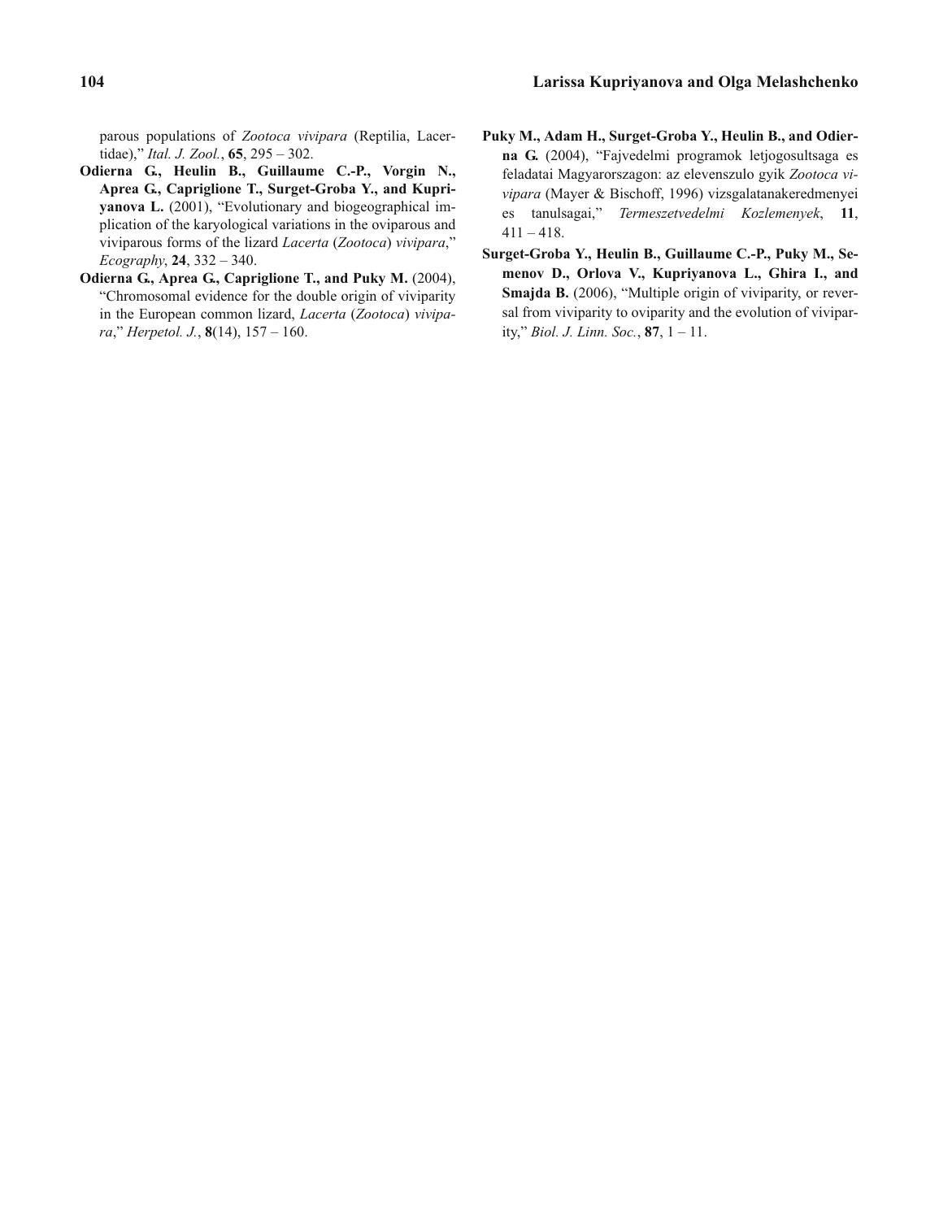parous populations of *Zootoca vivipara* (Reptilia, Lacertidae)," *Ital. J. Zool.*, **65**, 295 – 302.

**Odierna G., Heulin B., Guillaume C.-P., Vorgin N., Aprea G., Capriglione T., Surget-Groba Y., and Kupriyanova L.** (2001), "Evolutionary and biogeographical implication of the karyological variations in the oviparous and viviparous forms of the lizard *Lacerta* (*Zootoca*) *vivipara*," *Ecography*, **24**, 332 – 340.

**Odierna G., Aprea G., Capriglione T., and Puky M.** (2004), "Chromosomal evidence for the double origin of viviparity in the European common lizard, *Lacerta* (*Zootoca*) *vivipara*," *Herpetol. J.*, **8**(14), 157 – 160.

**Puky M., Adam H., Surget-Groba Y., Heulin B., and Odierna G.** (2004), "Fajvedelmi programok letjogosultsaga es feladatai Magyarorszagon: az elevenszulo gyik *Zootoca vivipara* (Mayer & Bischoff, 1996) vizsgalatanakeredmenyei es tanulsagai," *Termeszetvedelmi Kozlemenyek*, **11**, 411 – 418.

**Surget-Groba Y., Heulin B., Guillaume C.-P., Puky M., Semenov D., Orlova V., Kupriyanova L., Ghira I., and Smajda B.** (2006), "Multiple origin of viviparity, or reversal from viviparity to oviparity and the evolution of viviparity," *Biol. J. Linn. Soc.*, **87**, 1 – 11.